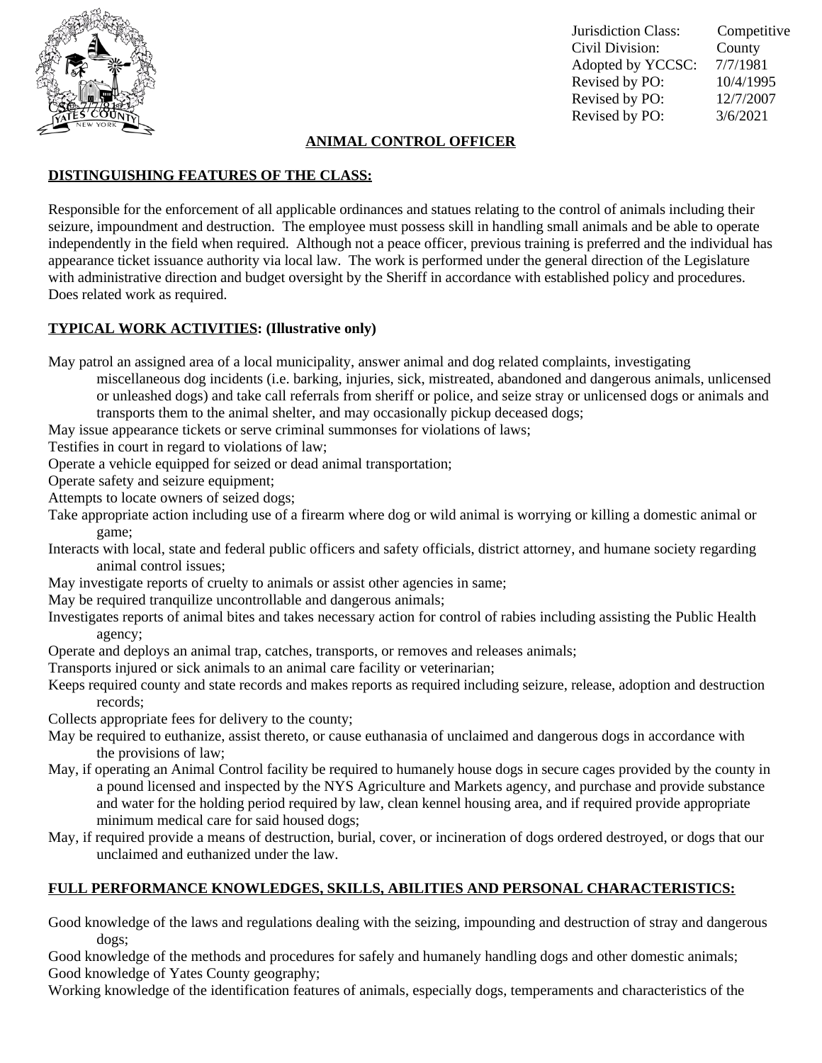| | |
|---|---|
| Jurisdiction Class: | Competitive |
| Civil Division: | County |
| Adopted by YCCSC: | 7/7/1981 |
| Revised by PO: | 10/4/1995 |
| Revised by PO: | 12/7/2007 |
| Revised by PO: | 3/6/2021 |

# ANIMAL CONTROL OFFICER

## DISTINGUISHING FEATURES OF THE CLASS:

Responsible for the enforcement of all applicable ordinances and statues relating to the control of animals including their seizure, impoundment and destruction. The employee must possess skill in handling small animals and be able to operate independently in the field when required. Although not a peace officer, previous training is preferred and the individual has appearance ticket issuance authority via local law. The work is performed under the general direction of the Legislature with administrative direction and budget oversight by the Sheriff in accordance with established policy and procedures. Does related work as required.

## TYPICAL WORK ACTIVITIES: (Illustrative only)

May patrol an assigned area of a local municipality, answer animal and dog related complaints, investigating miscellaneous dog incidents (i.e. barking, injuries, sick, mistreated, abandoned and dangerous animals, unlicensed or unleashed dogs) and take call referrals from sheriff or police, and seize stray or unlicensed dogs or animals and transports them to the animal shelter, and may occasionally pickup deceased dogs;

May issue appearance tickets or serve criminal summonses for violations of laws;

Testifies in court in regard to violations of law;

Operate a vehicle equipped for seized or dead animal transportation;

Operate safety and seizure equipment;

Attempts to locate owners of seized dogs;

Take appropriate action including use of a firearm where dog or wild animal is worrying or killing a domestic animal or game;

Interacts with local, state and federal public officers and safety officials, district attorney, and humane society regarding animal control issues;

May investigate reports of cruelty to animals or assist other agencies in same;

May be required tranquilize uncontrollable and dangerous animals;

Investigates reports of animal bites and takes necessary action for control of rabies including assisting the Public Health agency;

Operate and deploys an animal trap, catches, transports, or removes and releases animals;

Transports injured or sick animals to an animal care facility or veterinarian;

Keeps required county and state records and makes reports as required including seizure, release, adoption and destruction records;

Collects appropriate fees for delivery to the county;

May be required to euthanize, assist thereto, or cause euthanasia of unclaimed and dangerous dogs in accordance with the provisions of law;

May, if operating an Animal Control facility be required to humanely house dogs in secure cages provided by the county in a pound licensed and inspected by the NYS Agriculture and Markets agency, and purchase and provide substance and water for the holding period required by law, clean kennel housing area, and if required provide appropriate minimum medical care for said housed dogs;

May, if required provide a means of destruction, burial, cover, or incineration of dogs ordered destroyed, or dogs that our unclaimed and euthanized under the law.

## FULL PERFORMANCE KNOWLEDGES, SKILLS, ABILITIES AND PERSONAL CHARACTERISTICS:

Good knowledge of the laws and regulations dealing with the seizing, impounding and destruction of stray and dangerous dogs;

Good knowledge of the methods and procedures for safely and humanely handling dogs and other domestic animals;

Good knowledge of Yates County geography;

Working knowledge of the identification features of animals, especially dogs, temperaments and characteristics of the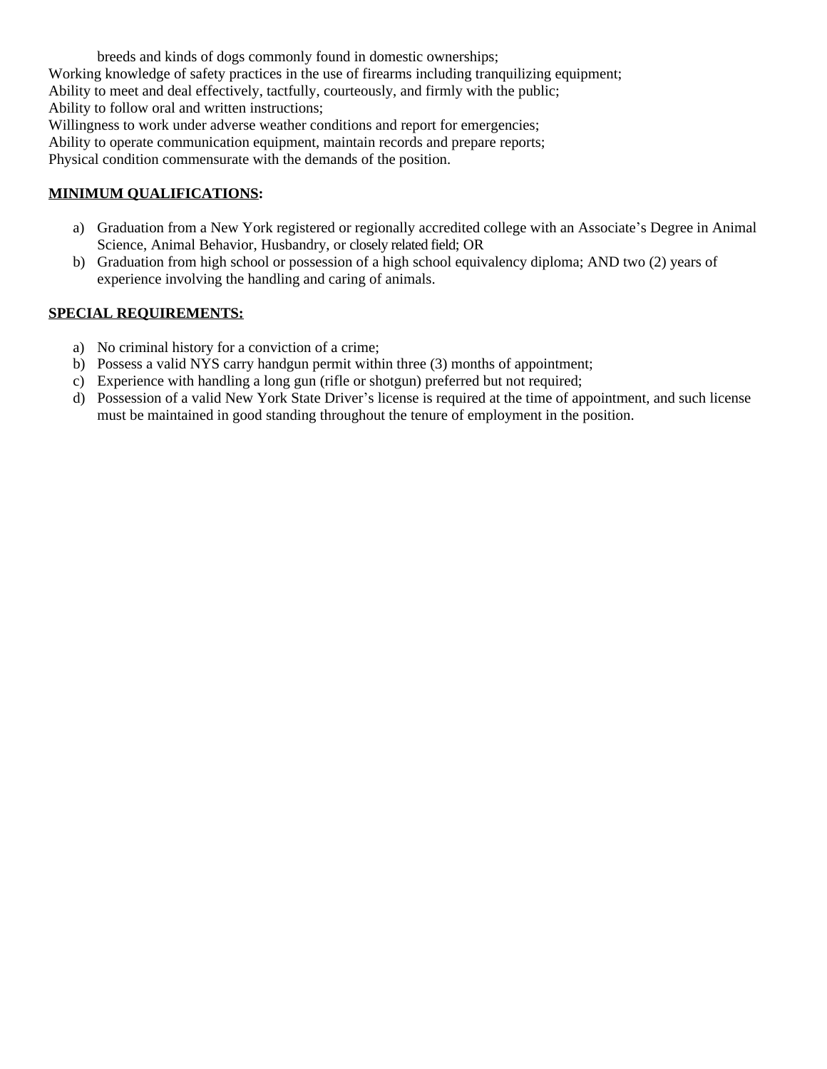breeds and kinds of dogs commonly found in domestic ownerships;
Working knowledge of safety practices in the use of firearms including tranquilizing equipment;
Ability to meet and deal effectively, tactfully, courteously, and firmly with the public;
Ability to follow oral and written instructions;
Willingness to work under adverse weather conditions and report for emergencies;
Ability to operate communication equipment, maintain records and prepare reports;
Physical condition commensurate with the demands of the position.

**MINIMUM QUALIFICATIONS:**

a) Graduation from a New York registered or regionally accredited college with an Associate's Degree in Animal Science, Animal Behavior, Husbandry, or closely related field; OR
b) Graduation from high school or possession of a high school equivalency diploma; AND two (2) years of experience involving the handling and caring of animals.

**SPECIAL REQUIREMENTS:**

a) No criminal history for a conviction of a crime;
b) Possess a valid NYS carry handgun permit within three (3) months of appointment;
c) Experience with handling a long gun (rifle or shotgun) preferred but not required;
d) Possession of a valid New York State Driver's license is required at the time of appointment, and such license must be maintained in good standing throughout the tenure of employment in the position.